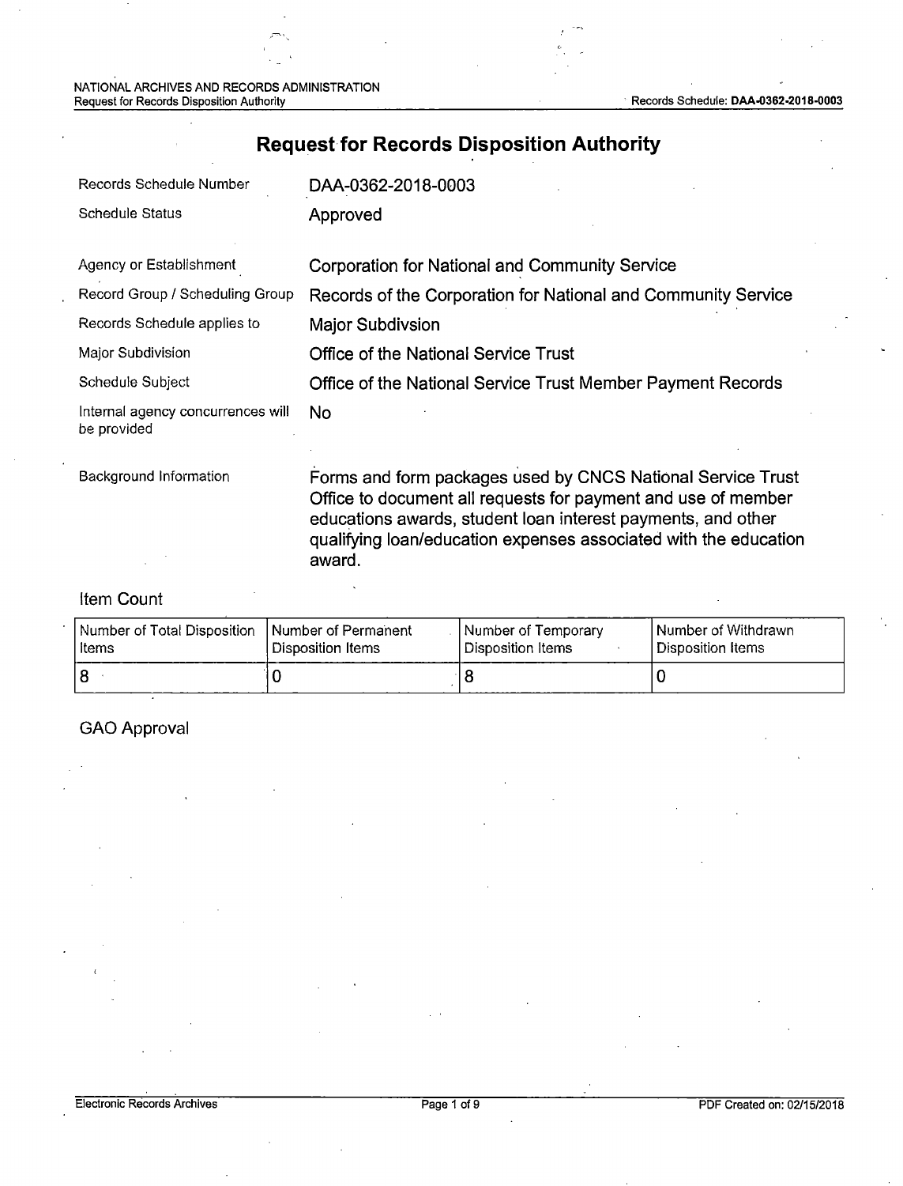# Request for Records Disposition Authority

| | |
|---|---|
| Records Schedule Number | DAA-0362-2018-0003 |
| Schedule Status | Approved |
| Agency or Establishment | Corporation for National and Community Service |
| Record Group / Scheduling Group | Records of the Corporation for National and Community Service |
| Records Schedule applies to | Major Subdivsion |
| Major Subdivision | Office of the National Service Trust |
| Schedule Subject | Office of the National Service Trust Member Payment Records |
| Internal agency concurrences will be provided | No |
| Background Information | Forms and form packages used by CNCS National Service Trust Office to document all requests for payment and use of member educations awards, student loan interest payments, and other qualifying loan/education expenses associated with the education award. |

## Item Count

| Number of Total Disposition Items | Number of Permanent Disposition Items | Number of Temporary Disposition Items | Number of Withdrawn Disposition Items |
|---|---|---|---|
| 8 | 0 | 8 | 0 |

## GAO Approval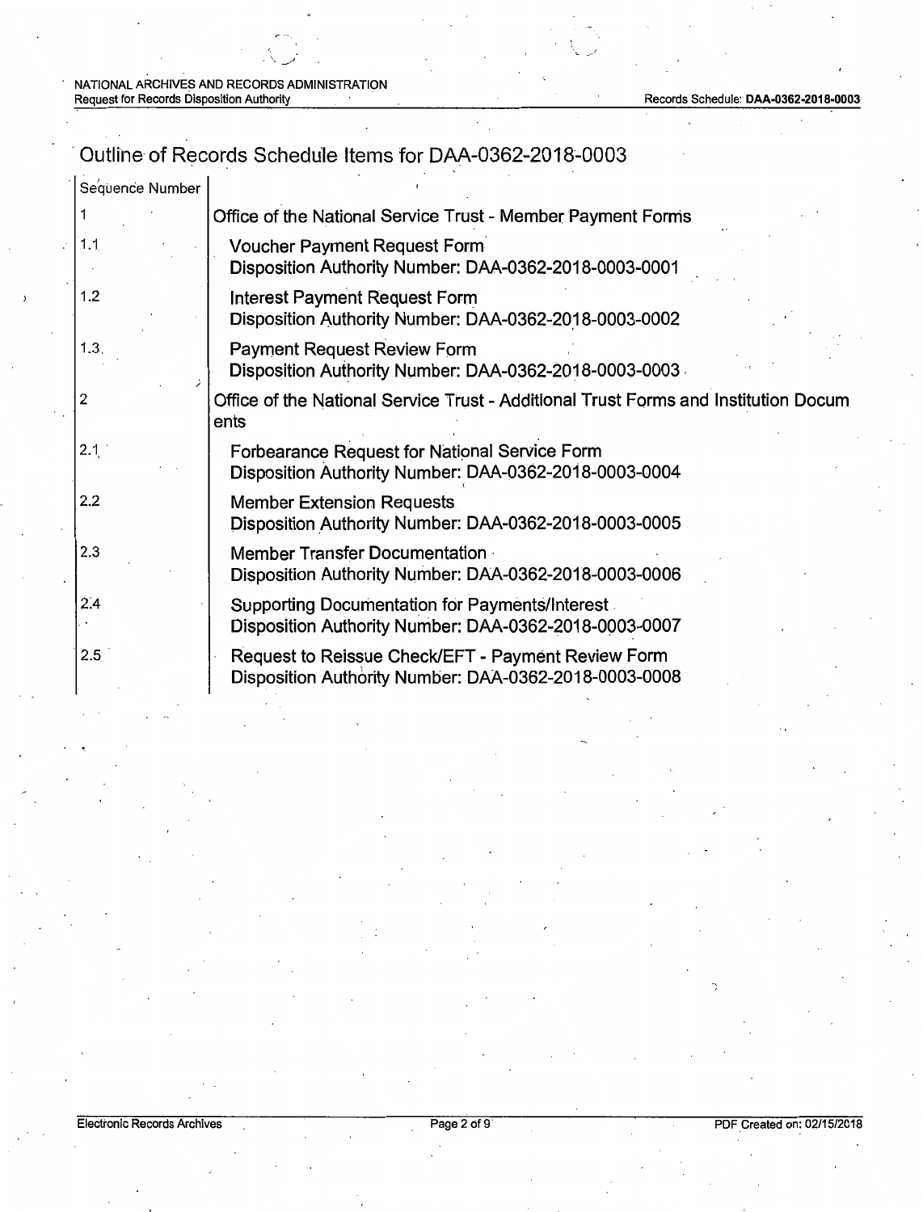# Outline of Records Schedule Items for DAA-0362-2018-0003

| Sequence Number | |
|---|---|
| 1 | Office of the National Service Trust - Member Payment Forms |
| 1.1 | Voucher Payment Request Form<br>Disposition Authority Number: DAA-0362-2018-0003-0001 |
| 1.2 | Interest Payment Request Form<br>Disposition Authority Number: DAA-0362-2018-0003-0002 |
| 1.3 | Payment Request Review Form<br>Disposition Authority Number: DAA-0362-2018-0003-0003 |
| 2 | Office of the National Service Trust - Additional Trust Forms and Institution Documents |
| 2.1 | Forbearance Request for National Service Form<br>Disposition Authority Number: DAA-0362-2018-0003-0004 |
| 2.2 | Member Extension Requests<br>Disposition Authority Number: DAA-0362-2018-0003-0005 |
| 2.3 | Member Transfer Documentation<br>Disposition Authority Number: DAA-0362-2018-0003-0006 |
| 2.4 | Supporting Documentation for Payments/Interest<br>Disposition Authority Number: DAA-0362-2018-0003-0007 |
| 2.5 | Request to Reissue Check/EFT - Payment Review Form<br>Disposition Authority Number: DAA-0362-2018-0003-0008 |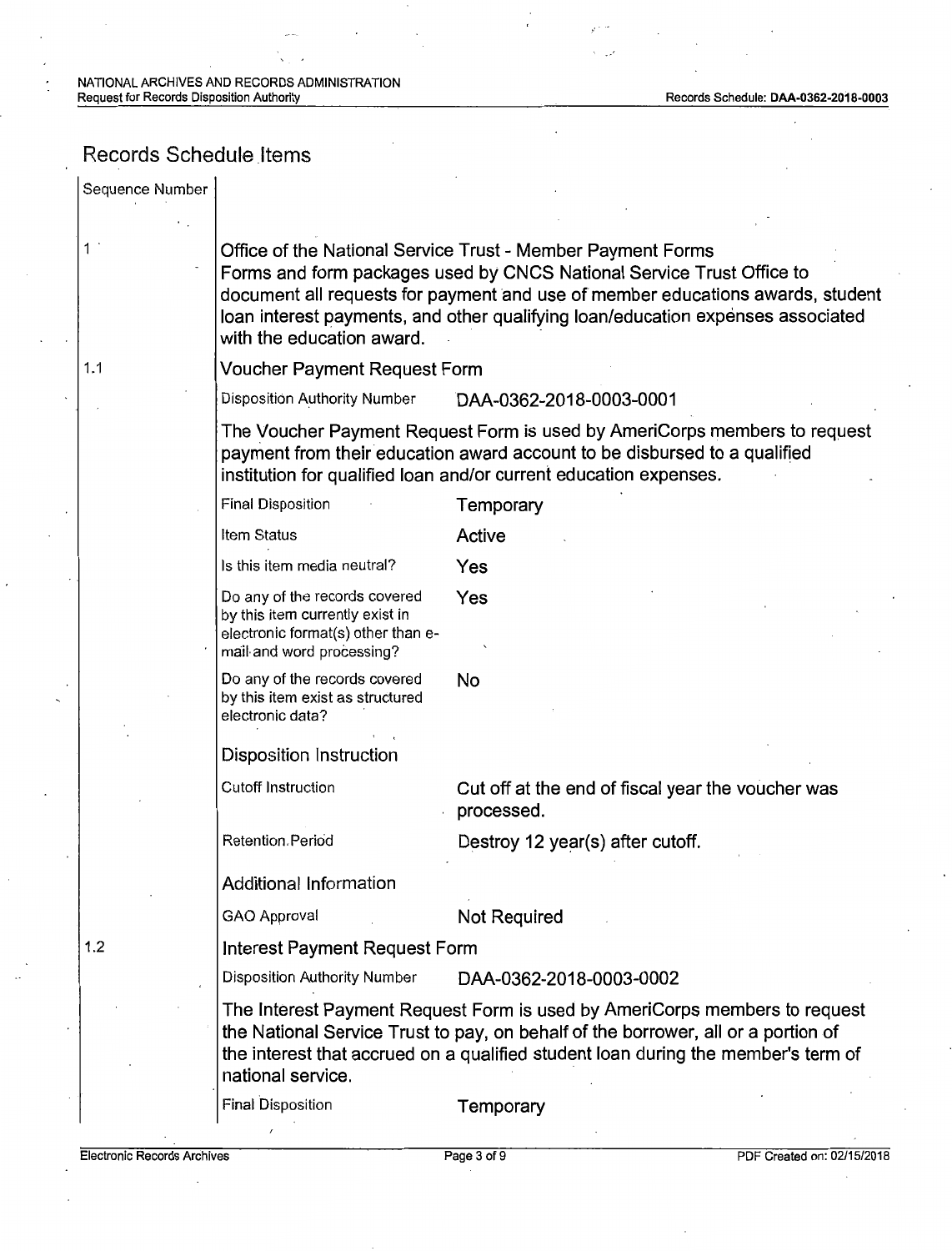## Records Schedule Items

| Sequence Number | | |
|---|---|---|
| 1 | **Office of the National Service Trust - Member Payment Forms**<br>Forms and form packages used by CNCS National Service Trust Office to document all requests for payment and use of member educations awards, student loan interest payments, and other qualifying loan/education expenses associated with the education award. | |
| 1.1 | **Voucher Payment Request Form** | |
| | Disposition Authority Number | DAA-0362-2018-0003-0001 |
| | The Voucher Payment Request Form is used by AmeriCorps members to request payment from their education award account to be disbursed to a qualified institution for qualified loan and/or current education expenses. | |
| | Final Disposition | Temporary |
| | Item Status | Active |
| | Is this item media neutral? | Yes |
| | Do any of the records covered by this item currently exist in electronic format(s) other than e-mail and word processing? | Yes |
| | Do any of the records covered by this item exist as structured electronic data? | No |
| | **Disposition Instruction** | |
| | Cutoff Instruction | Cut off at the end of fiscal year the voucher was processed. |
| | Retention Period | Destroy 12 year(s) after cutoff. |
| | **Additional Information** | |
| | GAO Approval | Not Required |
| 1.2 | **Interest Payment Request Form** | |
| | Disposition Authority Number | DAA-0362-2018-0003-0002 |
| | The Interest Payment Request Form is used by AmeriCorps members to request the National Service Trust to pay, on behalf of the borrower, all or a portion of the interest that accrued on a qualified student loan during the member's term of national service. | |
| | Final Disposition | Temporary |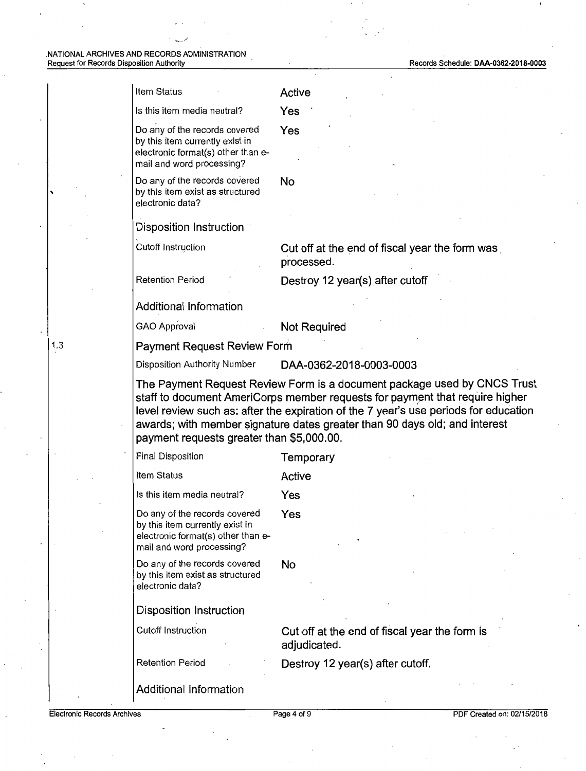| | |
|---|---|
| Item Status | Active |
| Is this item media neutral? | Yes |
| Do any of the records covered by this item currently exist in electronic format(s) other than e-mail and word processing? | Yes |
| Do any of the records covered by this item exist as structured electronic data? | No |

Disposition Instruction

| | |
|---|---|
| Cutoff Instruction | Cut off at the end of fiscal year the form was processed. |
| Retention Period | Destroy 12 year(s) after cutoff |

Additional Information

| | |
|---|---|
| GAO Approval | Not Required |

1.3 Payment Request Review Form

| | |
|---|---|
| Disposition Authority Number | DAA-0362-2018-0003-0003 |

The Payment Request Review Form is a document package used by CNCS Trust staff to document AmeriCorps member requests for payment that require higher level review such as: after the expiration of the 7 year's use periods for education awards; with member signature dates greater than 90 days old; and interest payment requests greater than $5,000.00.

| | |
|---|---|
| Final Disposition | Temporary |
| Item Status | Active |
| Is this item media neutral? | Yes |
| Do any of the records covered by this item currently exist in electronic format(s) other than e-mail and word processing? | Yes |
| Do any of the records covered by this item exist as structured electronic data? | No |

Disposition Instruction

| | |
|---|---|
| Cutoff Instruction | Cut off at the end of fiscal year the form is adjudicated. |
| Retention Period | Destroy 12 year(s) after cutoff. |

Additional Information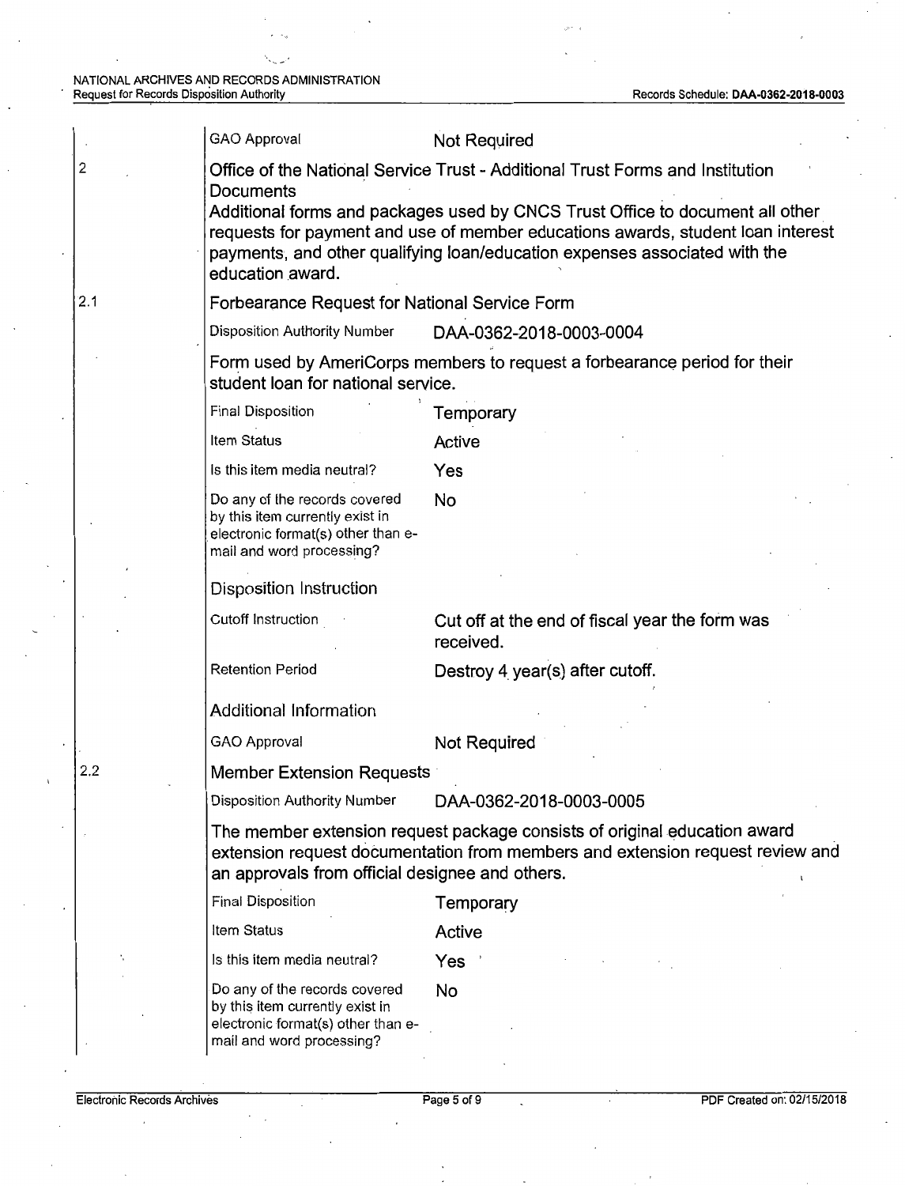| | | |
|---|---|---|
| | GAO Approval | Not Required |

**2** **Office of the National Service Trust - Additional Trust Forms and Institution Documents**

Additional forms and packages used by CNCS Trust Office to document all other requests for payment and use of member educations awards, student loan interest payments, and other qualifying loan/education expenses associated with the education award.

**2.1** **Forbearance Request for National Service Form**

| | |
|---|---|
| Disposition Authority Number | DAA-0362-2018-0003-0004 |

Form used by AmeriCorps members to request a forbearance period for their student loan for national service.

| | |
|---|---|
| Final Disposition | Temporary |
| Item Status | Active |
| Is this item media neutral? | Yes |
| Do any of the records covered by this item currently exist in electronic format(s) other than e-mail and word processing? | No |

Disposition Instruction

| | |
|---|---|
| Cutoff Instruction | Cut off at the end of fiscal year the form was received. |
| Retention Period | Destroy 4 year(s) after cutoff. |

Additional Information

| | |
|---|---|
| GAO Approval | Not Required |

**2.2** **Member Extension Requests**

| | |
|---|---|
| Disposition Authority Number | DAA-0362-2018-0003-0005 |

The member extension request package consists of original education award extension request documentation from members and extension request review and an approvals from official designee and others.

| | |
|---|---|
| Final Disposition | Temporary |
| Item Status | Active |
| Is this item media neutral? | Yes |
| Do any of the records covered by this item currently exist in electronic format(s) other than e-mail and word processing? | No |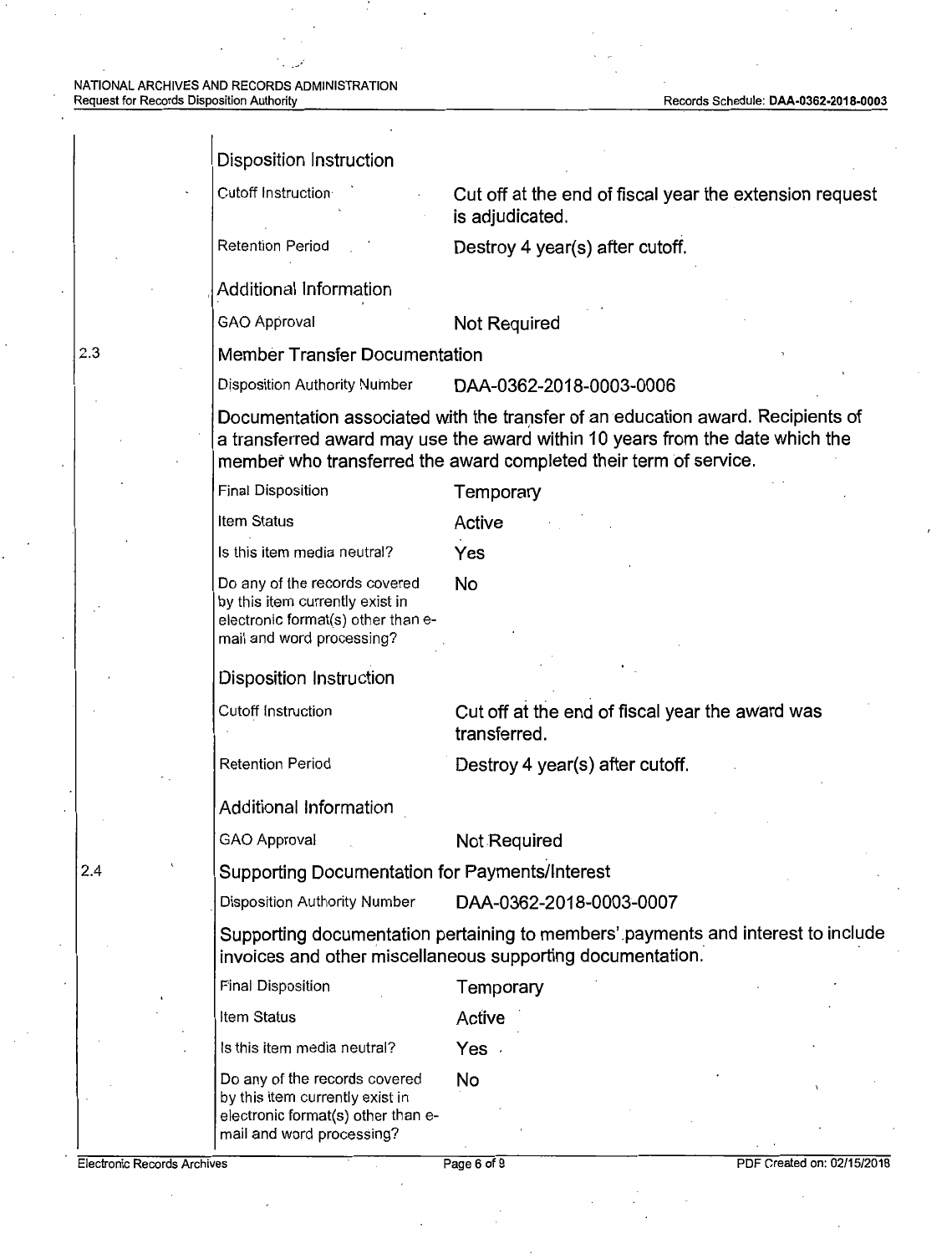### Disposition Instruction

| | |
|---|---|
| Cutoff Instruction | Cut off at the end of fiscal year the extension request is adjudicated. |
| Retention Period | Destroy 4 year(s) after cutoff. |

### Additional Information

| | |
|---|---|
| GAO Approval | Not Required |

## 2.3 Member Transfer Documentation

| | |
|---|---|
| Disposition Authority Number | DAA-0362-2018-0003-0006 |

Documentation associated with the transfer of an education award. Recipients of a transferred award may use the award within 10 years from the date which the member who transferred the award completed their term of service.

| | |
|---|---|
| Final Disposition | Temporary |
| Item Status | Active |
| Is this item media neutral? | Yes |
| Do any of the records covered by this item currently exist in electronic format(s) other than e-mail and word processing? | No |

### Disposition Instruction

| | |
|---|---|
| Cutoff Instruction | Cut off at the end of fiscal year the award was transferred. |
| Retention Period | Destroy 4 year(s) after cutoff. |

### Additional Information

| | |
|---|---|
| GAO Approval | Not Required |

## 2.4 Supporting Documentation for Payments/Interest

| | |
|---|---|
| Disposition Authority Number | DAA-0362-2018-0003-0007 |

Supporting documentation pertaining to members' payments and interest to include invoices and other miscellaneous supporting documentation.

| | |
|---|---|
| Final Disposition | Temporary |
| Item Status | Active |
| Is this item media neutral? | Yes |
| Do any of the records covered by this item currently exist in electronic format(s) other than e-mail and word processing? | No |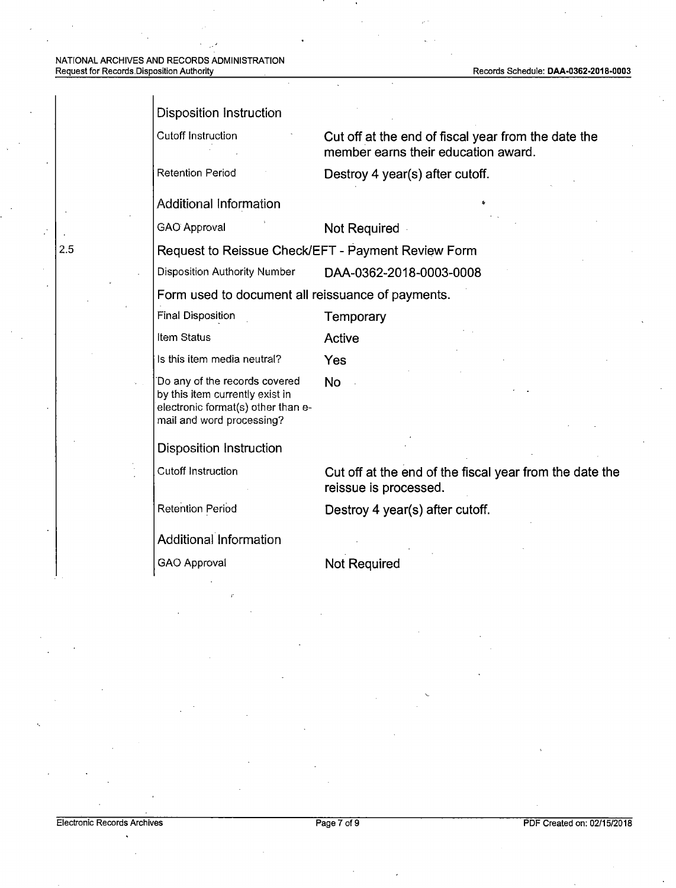### Disposition Instruction

| | |
|---|---|
| Cutoff Instruction | Cut off at the end of fiscal year from the date the member earns their education award. |
| Retention Period | Destroy 4 year(s) after cutoff. |

### Additional Information

| | |
|---|---|
| GAO Approval | Not Required |

## 2.5 Request to Reissue Check/EFT - Payment Review Form

| | |
|---|---|
| Disposition Authority Number | DAA-0362-2018-0003-0008 |

Form used to document all reissuance of payments.

| | |
|---|---|
| Final Disposition | Temporary |
| Item Status | Active |
| Is this item media neutral? | Yes |
| Do any of the records covered by this item currently exist in electronic format(s) other than e-mail and word processing? | No |

### Disposition Instruction

| | |
|---|---|
| Cutoff Instruction | Cut off at the end of the fiscal year from the date the reissue is processed. |
| Retention Period | Destroy 4 year(s) after cutoff. |

### Additional Information

| | |
|---|---|
| GAO Approval | Not Required |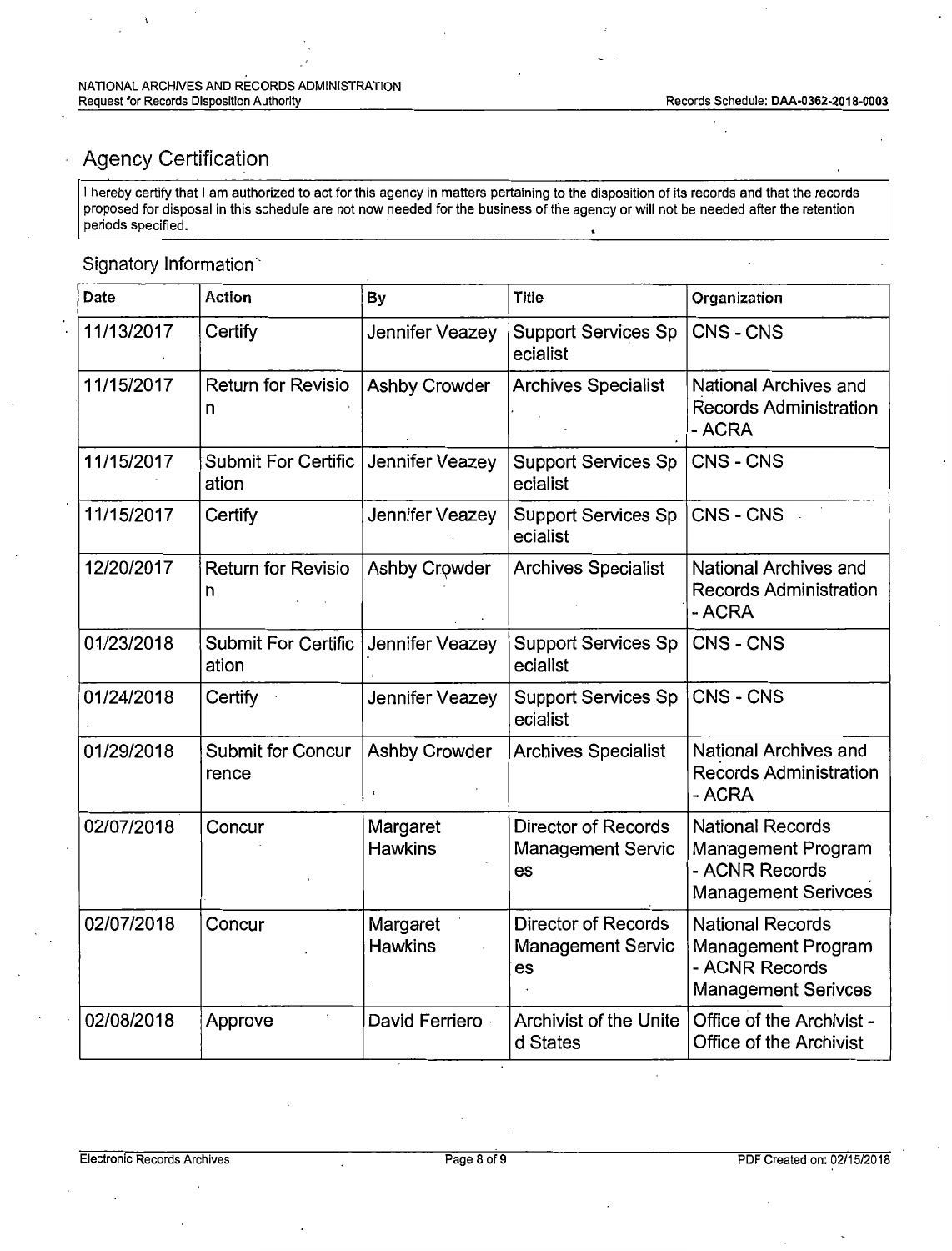## Agency Certification

I hereby certify that I am authorized to act for this agency in matters pertaining to the disposition of its records and that the records proposed for disposal in this schedule are not now needed for the business of the agency or will not be needed after the retention periods specified.

### Signatory Information

| Date | Action | By | Title | Organization |
|---|---|---|---|---|
| 11/13/2017 | Certify | Jennifer Veazey | Support Services Specialist | CNS - CNS |
| 11/15/2017 | Return for Revision | Ashby Crowder | Archives Specialist | National Archives and Records Administration - ACRA |
| 11/15/2017 | Submit For Certification | Jennifer Veazey | Support Services Specialist | CNS - CNS |
| 11/15/2017 | Certify | Jennifer Veazey | Support Services Specialist | CNS - CNS |
| 12/20/2017 | Return for Revision | Ashby Crowder | Archives Specialist | National Archives and Records Administration - ACRA |
| 01/23/2018 | Submit For Certification | Jennifer Veazey | Support Services Specialist | CNS - CNS |
| 01/24/2018 | Certify | Jennifer Veazey | Support Services Specialist | CNS - CNS |
| 01/29/2018 | Submit for Concurrence | Ashby Crowder | Archives Specialist | National Archives and Records Administration - ACRA |
| 02/07/2018 | Concur | Margaret Hawkins | Director of Records Management Services | National Records Management Program - ACNR Records Management Serivces |
| 02/07/2018 | Concur | Margaret Hawkins | Director of Records Management Services | National Records Management Program - ACNR Records Management Serivces |
| 02/08/2018 | Approve | David Ferriero | Archivist of the United States | Office of the Archivist - Office of the Archivist |